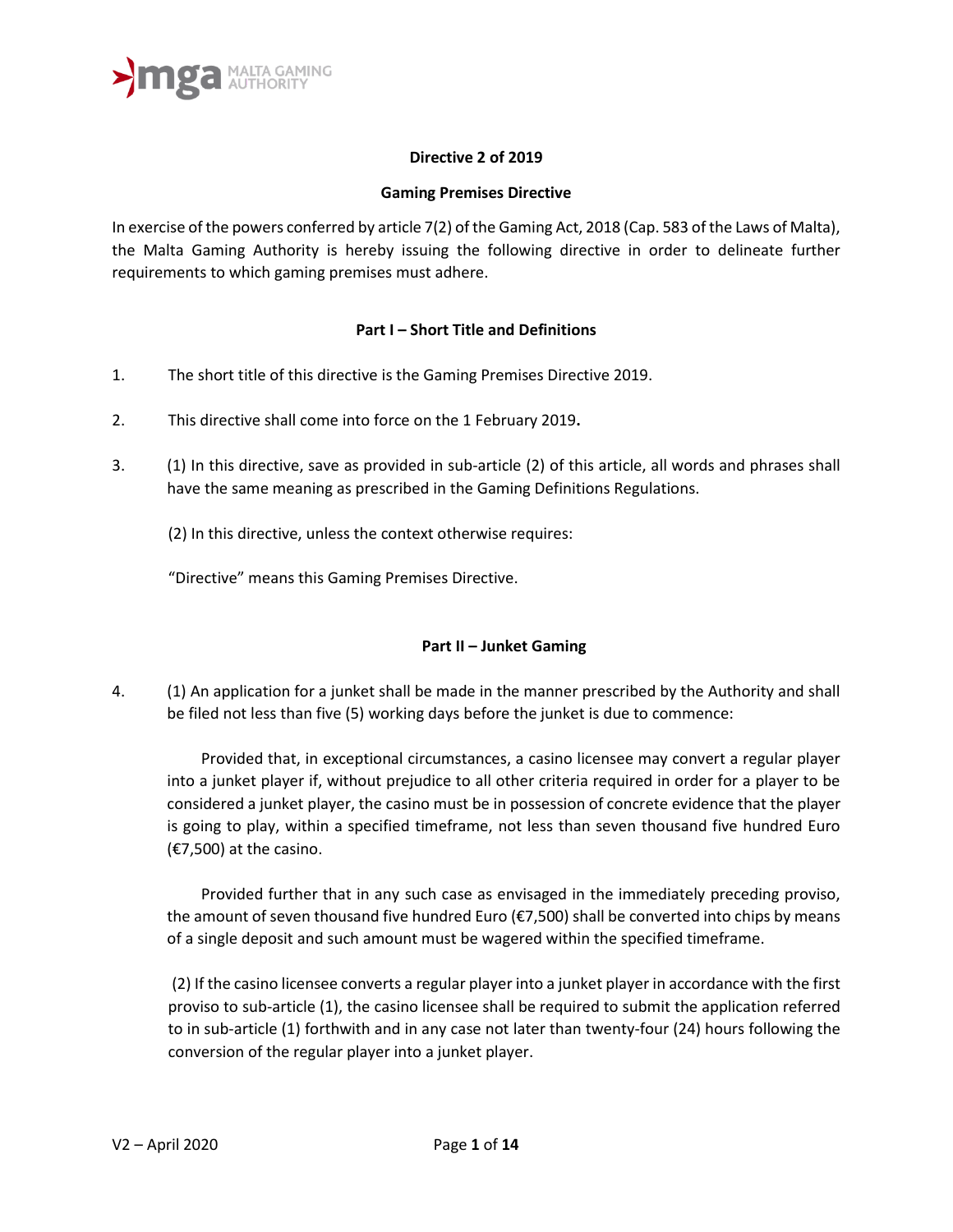# Directive 2 of 2019

## Gaming Premises Directive

In exercise of the powers conferred by article 7(2) of the Gaming Act, 2018 (Cap. 583 of the Laws of Malta), the Malta Gaming Authority is hereby issuing the following directive in order to delineate further requirements to which gaming premises must adhere.

### Part I – Short Title and Definitions

1. The short title of this directive is the Gaming Premises Directive 2019.

2. This directive shall come into force on the 1 February 2019**.**

3. (1) In this directive, save as provided in sub-article (2) of this article, all words and phrases shall have the same meaning as prescribed in the Gaming Definitions Regulations.

   (2) In this directive, unless the context otherwise requires:

   "Directive" means this Gaming Premises Directive.

### Part II – Junket Gaming

4. (1) An application for a junket shall be made in the manner prescribed by the Authority and shall be filed not less than five (5) working days before the junket is due to commence:

   Provided that, in exceptional circumstances, a casino licensee may convert a regular player into a junket player if, without prejudice to all other criteria required in order for a player to be considered a junket player, the casino must be in possession of concrete evidence that the player is going to play, within a specified timeframe, not less than seven thousand five hundred Euro (€7,500) at the casino.

   Provided further that in any such case as envisaged in the immediately preceding proviso, the amount of seven thousand five hundred Euro (€7,500) shall be converted into chips by means of a single deposit and such amount must be wagered within the specified timeframe.

   (2) If the casino licensee converts a regular player into a junket player in accordance with the first proviso to sub-article (1), the casino licensee shall be required to submit the application referred to in sub-article (1) forthwith and in any case not later than twenty-four (24) hours following the conversion of the regular player into a junket player.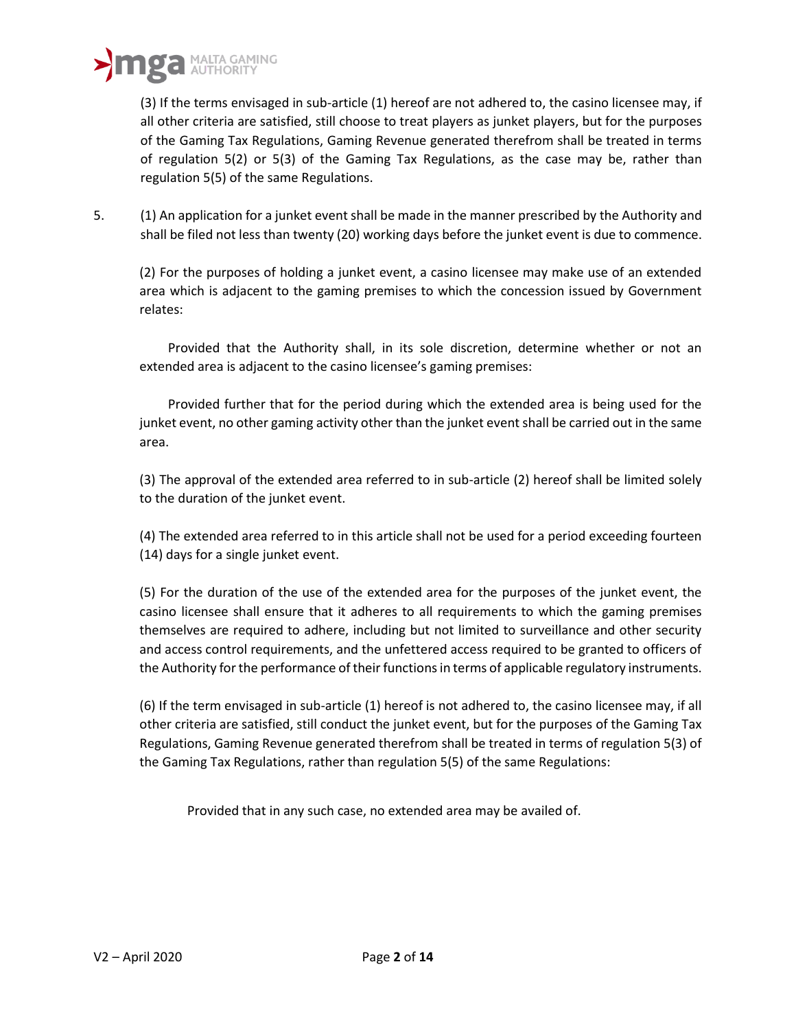(3) If the terms envisaged in sub-article (1) hereof are not adhered to, the casino licensee may, if all other criteria are satisfied, still choose to treat players as junket players, but for the purposes of the Gaming Tax Regulations, Gaming Revenue generated therefrom shall be treated in terms of regulation 5(2) or 5(3) of the Gaming Tax Regulations, as the case may be, rather than regulation 5(5) of the same Regulations.

5. (1) An application for a junket event shall be made in the manner prescribed by the Authority and shall be filed not less than twenty (20) working days before the junket event is due to commence.

(2) For the purposes of holding a junket event, a casino licensee may make use of an extended area which is adjacent to the gaming premises to which the concession issued by Government relates:

Provided that the Authority shall, in its sole discretion, determine whether or not an extended area is adjacent to the casino licensee's gaming premises:

Provided further that for the period during which the extended area is being used for the junket event, no other gaming activity other than the junket event shall be carried out in the same area.

(3) The approval of the extended area referred to in sub-article (2) hereof shall be limited solely to the duration of the junket event.

(4) The extended area referred to in this article shall not be used for a period exceeding fourteen (14) days for a single junket event.

(5) For the duration of the use of the extended area for the purposes of the junket event, the casino licensee shall ensure that it adheres to all requirements to which the gaming premises themselves are required to adhere, including but not limited to surveillance and other security and access control requirements, and the unfettered access required to be granted to officers of the Authority for the performance of their functions in terms of applicable regulatory instruments.

(6) If the term envisaged in sub-article (1) hereof is not adhered to, the casino licensee may, if all other criteria are satisfied, still conduct the junket event, but for the purposes of the Gaming Tax Regulations, Gaming Revenue generated therefrom shall be treated in terms of regulation 5(3) of the Gaming Tax Regulations, rather than regulation 5(5) of the same Regulations:

Provided that in any such case, no extended area may be availed of.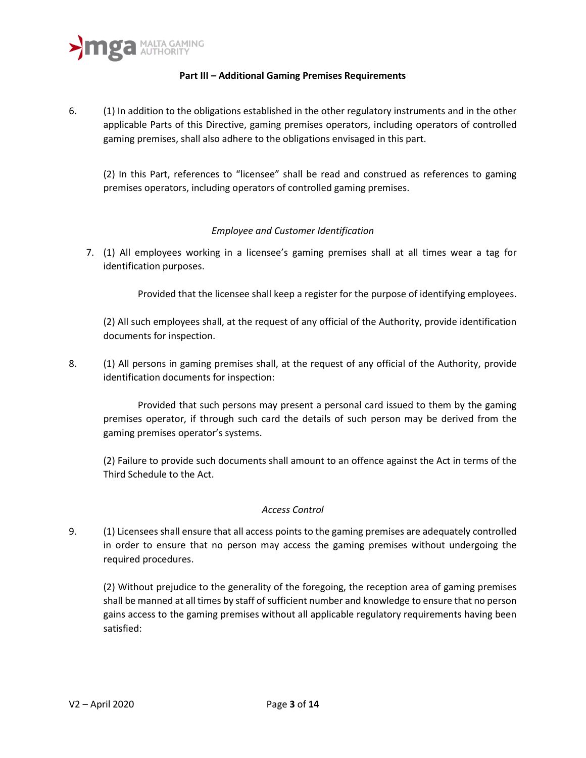## Part III – Additional Gaming Premises Requirements

6. (1) In addition to the obligations established in the other regulatory instruments and in the other applicable Parts of this Directive, gaming premises operators, including operators of controlled gaming premises, shall also adhere to the obligations envisaged in this part.

   (2) In this Part, references to "licensee" shall be read and construed as references to gaming premises operators, including operators of controlled gaming premises.

### *Employee and Customer Identification*

7. (1) All employees working in a licensee's gaming premises shall at all times wear a tag for identification purposes.

   Provided that the licensee shall keep a register for the purpose of identifying employees.

   (2) All such employees shall, at the request of any official of the Authority, provide identification documents for inspection.

8. (1) All persons in gaming premises shall, at the request of any official of the Authority, provide identification documents for inspection:

   Provided that such persons may present a personal card issued to them by the gaming premises operator, if through such card the details of such person may be derived from the gaming premises operator's systems.

   (2) Failure to provide such documents shall amount to an offence against the Act in terms of the Third Schedule to the Act.

### *Access Control*

9. (1) Licensees shall ensure that all access points to the gaming premises are adequately controlled in order to ensure that no person may access the gaming premises without undergoing the required procedures.

   (2) Without prejudice to the generality of the foregoing, the reception area of gaming premises shall be manned at all times by staff of sufficient number and knowledge to ensure that no person gains access to the gaming premises without all applicable regulatory requirements having been satisfied: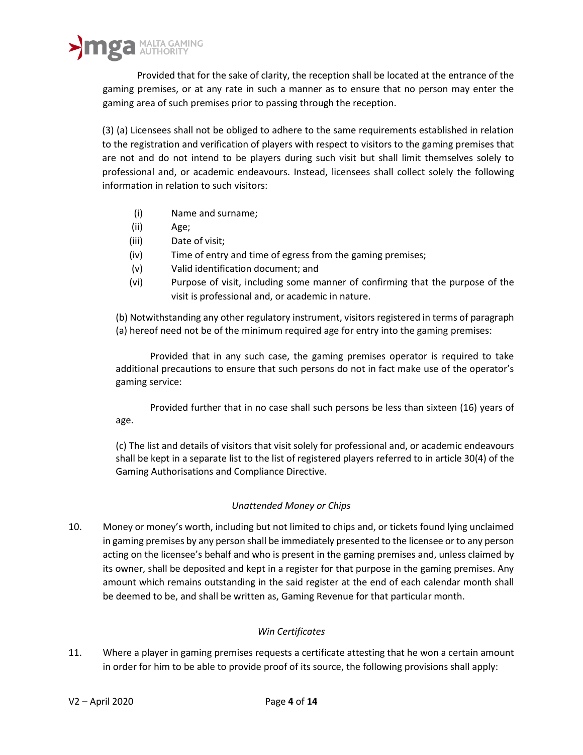Provided that for the sake of clarity, the reception shall be located at the entrance of the gaming premises, or at any rate in such a manner as to ensure that no person may enter the gaming area of such premises prior to passing through the reception.

(3) (a) Licensees shall not be obliged to adhere to the same requirements established in relation to the registration and verification of players with respect to visitors to the gaming premises that are not and do not intend to be players during such visit but shall limit themselves solely to professional and, or academic endeavours. Instead, licensees shall collect solely the following information in relation to such visitors:

- (i) Name and surname;
- (ii) Age;
- (iii) Date of visit;
- (iv) Time of entry and time of egress from the gaming premises;
- (v) Valid identification document; and
- (vi) Purpose of visit, including some manner of confirming that the purpose of the visit is professional and, or academic in nature.

(b) Notwithstanding any other regulatory instrument, visitors registered in terms of paragraph (a) hereof need not be of the minimum required age for entry into the gaming premises:

Provided that in any such case, the gaming premises operator is required to take additional precautions to ensure that such persons do not in fact make use of the operator's gaming service:

Provided further that in no case shall such persons be less than sixteen (16) years of age.

(c) The list and details of visitors that visit solely for professional and, or academic endeavours shall be kept in a separate list to the list of registered players referred to in article 30(4) of the Gaming Authorisations and Compliance Directive.

*Unattended Money or Chips*

10. Money or money's worth, including but not limited to chips and, or tickets found lying unclaimed in gaming premises by any person shall be immediately presented to the licensee or to any person acting on the licensee's behalf and who is present in the gaming premises and, unless claimed by its owner, shall be deposited and kept in a register for that purpose in the gaming premises. Any amount which remains outstanding in the said register at the end of each calendar month shall be deemed to be, and shall be written as, Gaming Revenue for that particular month.

*Win Certificates*

11. Where a player in gaming premises requests a certificate attesting that he won a certain amount in order for him to be able to provide proof of its source, the following provisions shall apply: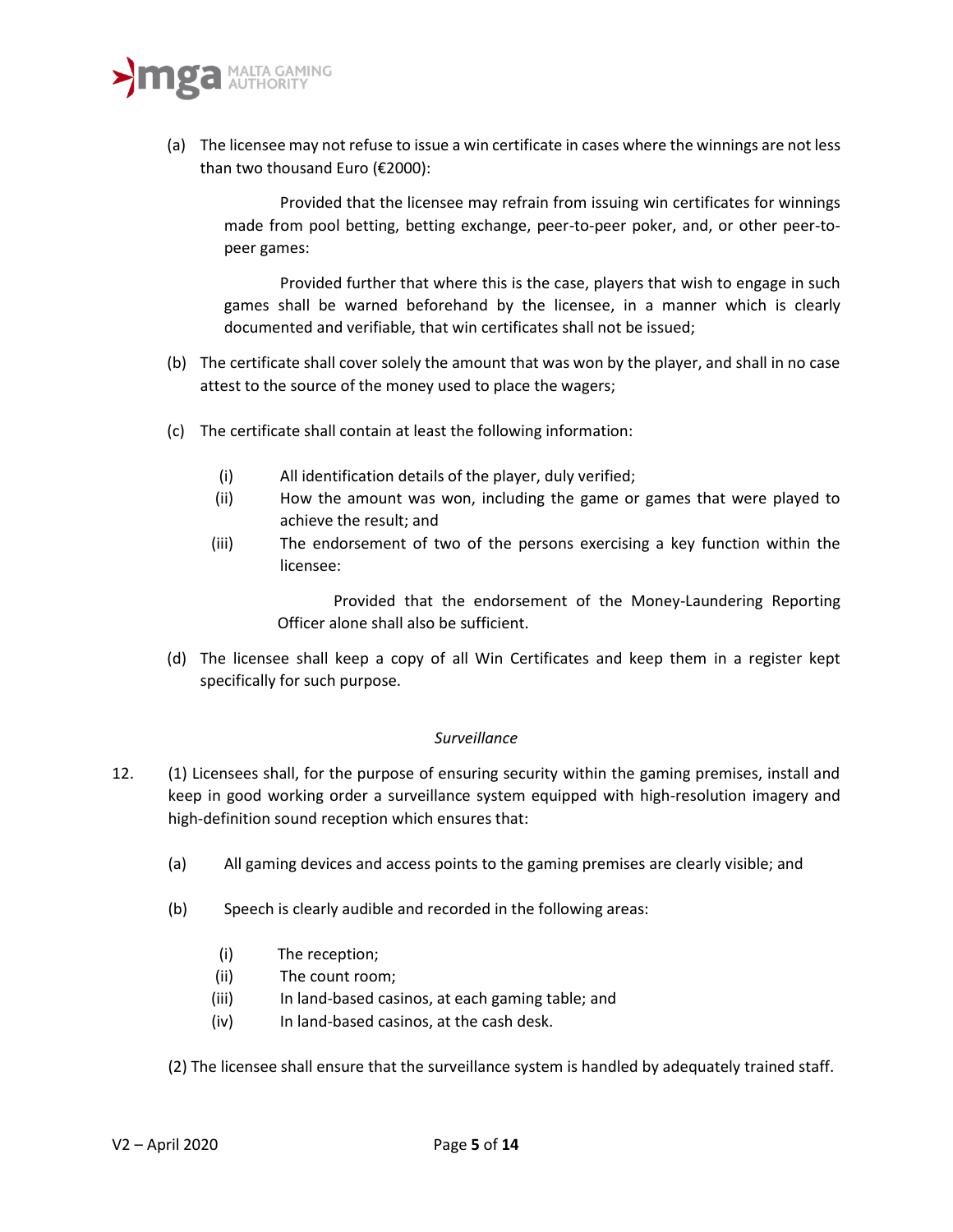(a) The licensee may not refuse to issue a win certificate in cases where the winnings are not less than two thousand Euro (€2000):

Provided that the licensee may refrain from issuing win certificates for winnings made from pool betting, betting exchange, peer-to-peer poker, and, or other peer-to-peer games:

Provided further that where this is the case, players that wish to engage in such games shall be warned beforehand by the licensee, in a manner which is clearly documented and verifiable, that win certificates shall not be issued;

(b) The certificate shall cover solely the amount that was won by the player, and shall in no case attest to the source of the money used to place the wagers;

(c) The certificate shall contain at least the following information:

(i) All identification details of the player, duly verified;

(ii) How the amount was won, including the game or games that were played to achieve the result; and

(iii) The endorsement of two of the persons exercising a key function within the licensee:

Provided that the endorsement of the Money-Laundering Reporting Officer alone shall also be sufficient.

(d) The licensee shall keep a copy of all Win Certificates and keep them in a register kept specifically for such purpose.

*Surveillance*

12. (1) Licensees shall, for the purpose of ensuring security within the gaming premises, install and keep in good working order a surveillance system equipped with high-resolution imagery and high-definition sound reception which ensures that:

(a) All gaming devices and access points to the gaming premises are clearly visible; and

(b) Speech is clearly audible and recorded in the following areas:

(i) The reception;

(ii) The count room;

(iii) In land-based casinos, at each gaming table; and

(iv) In land-based casinos, at the cash desk.

(2) The licensee shall ensure that the surveillance system is handled by adequately trained staff.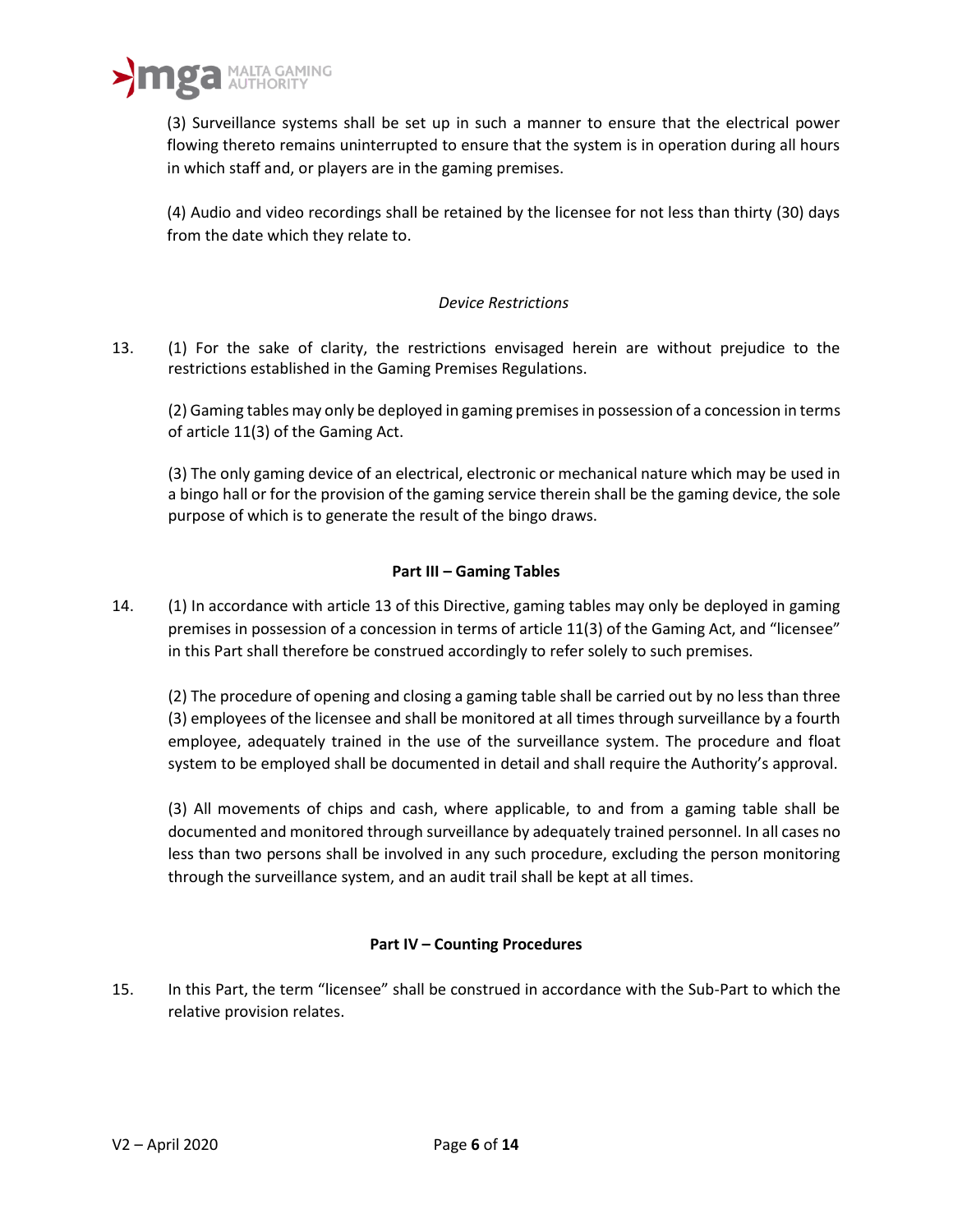(3) Surveillance systems shall be set up in such a manner to ensure that the electrical power flowing thereto remains uninterrupted to ensure that the system is in operation during all hours in which staff and, or players are in the gaming premises.

(4) Audio and video recordings shall be retained by the licensee for not less than thirty (30) days from the date which they relate to.

*Device Restrictions*

13. (1) For the sake of clarity, the restrictions envisaged herein are without prejudice to the restrictions established in the Gaming Premises Regulations.

(2) Gaming tables may only be deployed in gaming premises in possession of a concession in terms of article 11(3) of the Gaming Act.

(3) The only gaming device of an electrical, electronic or mechanical nature which may be used in a bingo hall or for the provision of the gaming service therein shall be the gaming device, the sole purpose of which is to generate the result of the bingo draws.

**Part III – Gaming Tables**

14. (1) In accordance with article 13 of this Directive, gaming tables may only be deployed in gaming premises in possession of a concession in terms of article 11(3) of the Gaming Act, and "licensee" in this Part shall therefore be construed accordingly to refer solely to such premises.

(2) The procedure of opening and closing a gaming table shall be carried out by no less than three (3) employees of the licensee and shall be monitored at all times through surveillance by a fourth employee, adequately trained in the use of the surveillance system. The procedure and float system to be employed shall be documented in detail and shall require the Authority's approval.

(3) All movements of chips and cash, where applicable, to and from a gaming table shall be documented and monitored through surveillance by adequately trained personnel. In all cases no less than two persons shall be involved in any such procedure, excluding the person monitoring through the surveillance system, and an audit trail shall be kept at all times.

**Part IV – Counting Procedures**

15. In this Part, the term "licensee" shall be construed in accordance with the Sub-Part to which the relative provision relates.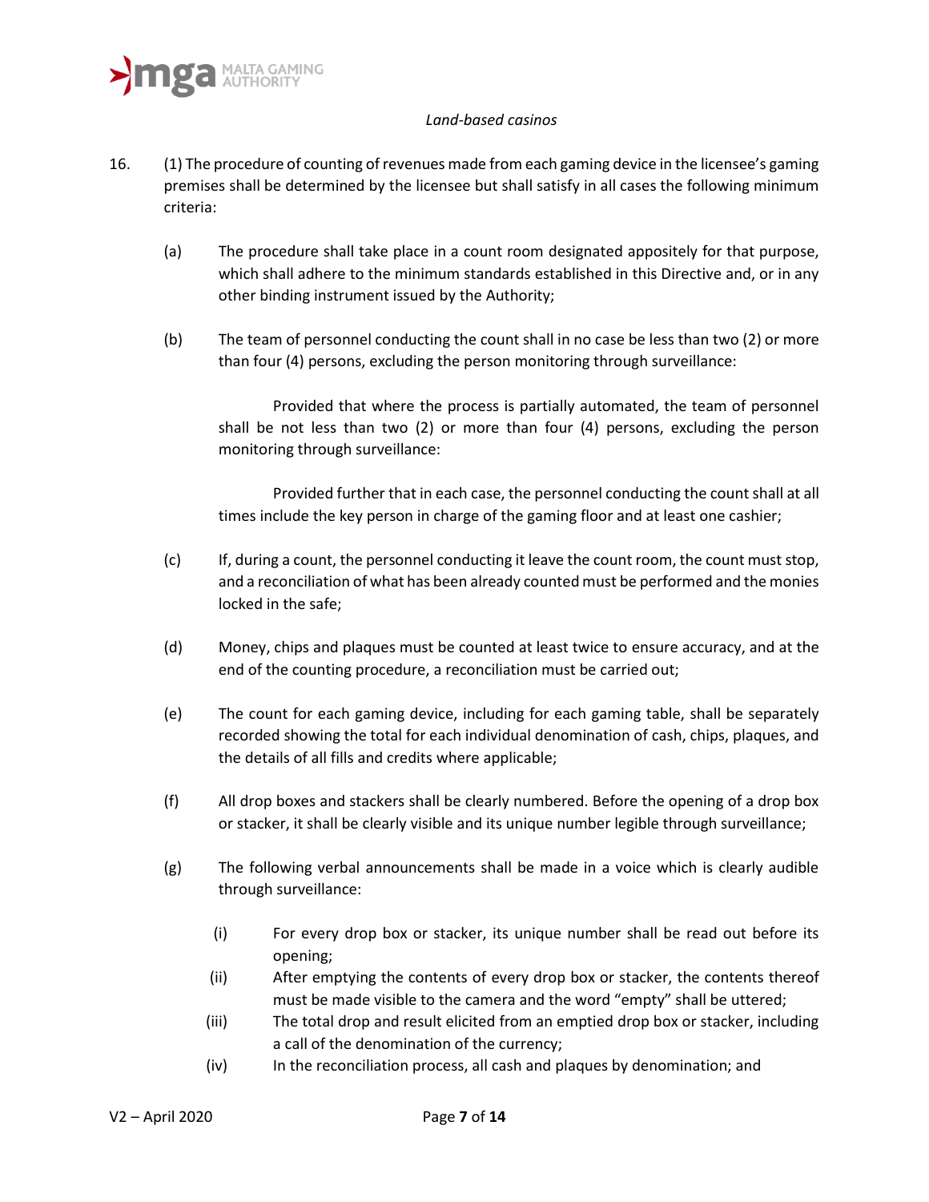*Land-based casinos*

16. (1) The procedure of counting of revenues made from each gaming device in the licensee's gaming premises shall be determined by the licensee but shall satisfy in all cases the following minimum criteria:

   (a) The procedure shall take place in a count room designated appositely for that purpose, which shall adhere to the minimum standards established in this Directive and, or in any other binding instrument issued by the Authority;

   (b) The team of personnel conducting the count shall in no case be less than two (2) or more than four (4) persons, excluding the person monitoring through surveillance:

      Provided that where the process is partially automated, the team of personnel shall be not less than two (2) or more than four (4) persons, excluding the person monitoring through surveillance:

      Provided further that in each case, the personnel conducting the count shall at all times include the key person in charge of the gaming floor and at least one cashier;

   (c) If, during a count, the personnel conducting it leave the count room, the count must stop, and a reconciliation of what has been already counted must be performed and the monies locked in the safe;

   (d) Money, chips and plaques must be counted at least twice to ensure accuracy, and at the end of the counting procedure, a reconciliation must be carried out;

   (e) The count for each gaming device, including for each gaming table, shall be separately recorded showing the total for each individual denomination of cash, chips, plaques, and the details of all fills and credits where applicable;

   (f) All drop boxes and stackers shall be clearly numbered. Before the opening of a drop box or stacker, it shall be clearly visible and its unique number legible through surveillance;

   (g) The following verbal announcements shall be made in a voice which is clearly audible through surveillance:

      (i) For every drop box or stacker, its unique number shall be read out before its opening;

      (ii) After emptying the contents of every drop box or stacker, the contents thereof must be made visible to the camera and the word "empty" shall be uttered;

      (iii) The total drop and result elicited from an emptied drop box or stacker, including a call of the denomination of the currency;

      (iv) In the reconciliation process, all cash and plaques by denomination; and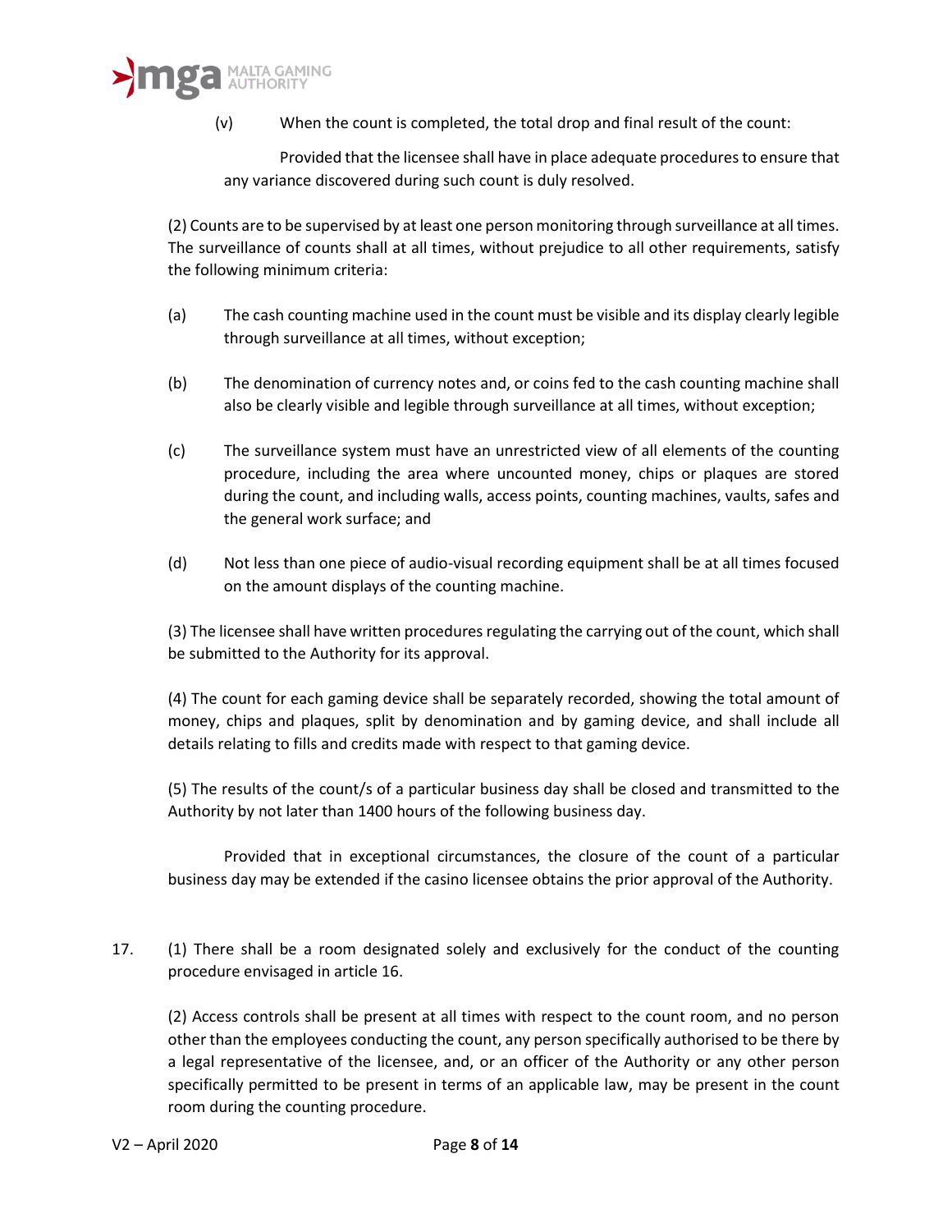(v) When the count is completed, the total drop and final result of the count:

Provided that the licensee shall have in place adequate procedures to ensure that any variance discovered during such count is duly resolved.

(2) Counts are to be supervised by at least one person monitoring through surveillance at all times. The surveillance of counts shall at all times, without prejudice to all other requirements, satisfy the following minimum criteria:

(a) The cash counting machine used in the count must be visible and its display clearly legible through surveillance at all times, without exception;

(b) The denomination of currency notes and, or coins fed to the cash counting machine shall also be clearly visible and legible through surveillance at all times, without exception;

(c) The surveillance system must have an unrestricted view of all elements of the counting procedure, including the area where uncounted money, chips or plaques are stored during the count, and including walls, access points, counting machines, vaults, safes and the general work surface; and

(d) Not less than one piece of audio-visual recording equipment shall be at all times focused on the amount displays of the counting machine.

(3) The licensee shall have written procedures regulating the carrying out of the count, which shall be submitted to the Authority for its approval.

(4) The count for each gaming device shall be separately recorded, showing the total amount of money, chips and plaques, split by denomination and by gaming device, and shall include all details relating to fills and credits made with respect to that gaming device.

(5) The results of the count/s of a particular business day shall be closed and transmitted to the Authority by not later than 1400 hours of the following business day.

Provided that in exceptional circumstances, the closure of the count of a particular business day may be extended if the casino licensee obtains the prior approval of the Authority.

17. (1) There shall be a room designated solely and exclusively for the conduct of the counting procedure envisaged in article 16.

(2) Access controls shall be present at all times with respect to the count room, and no person other than the employees conducting the count, any person specifically authorised to be there by a legal representative of the licensee, and, or an officer of the Authority or any other person specifically permitted to be present in terms of an applicable law, may be present in the count room during the counting procedure.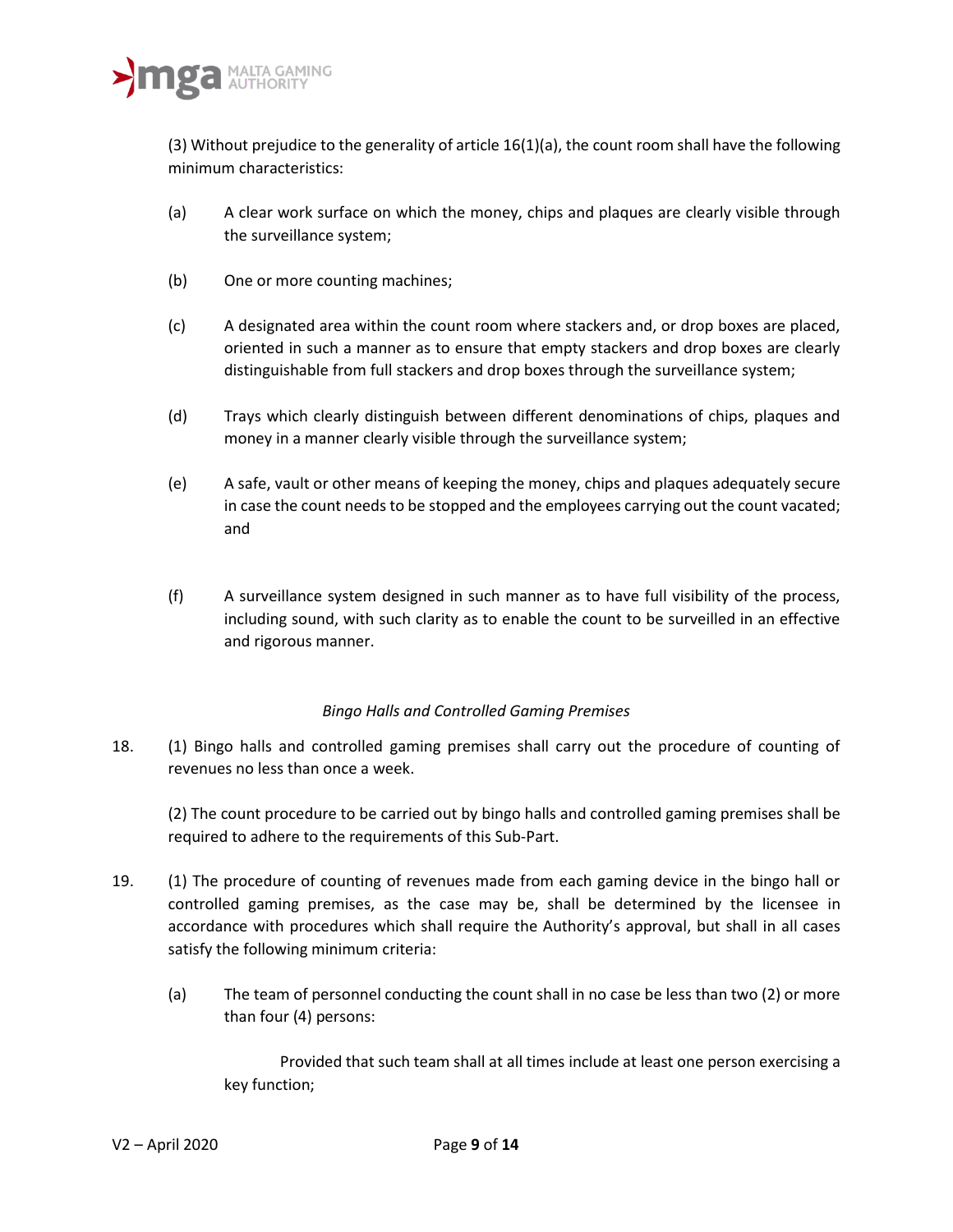(3) Without prejudice to the generality of article 16(1)(a), the count room shall have the following minimum characteristics:

(a) A clear work surface on which the money, chips and plaques are clearly visible through the surveillance system;

(b) One or more counting machines;

(c) A designated area within the count room where stackers and, or drop boxes are placed, oriented in such a manner as to ensure that empty stackers and drop boxes are clearly distinguishable from full stackers and drop boxes through the surveillance system;

(d) Trays which clearly distinguish between different denominations of chips, plaques and money in a manner clearly visible through the surveillance system;

(e) A safe, vault or other means of keeping the money, chips and plaques adequately secure in case the count needs to be stopped and the employees carrying out the count vacated; and

(f) A surveillance system designed in such manner as to have full visibility of the process, including sound, with such clarity as to enable the count to be surveilled in an effective and rigorous manner.

*Bingo Halls and Controlled Gaming Premises*

18. (1) Bingo halls and controlled gaming premises shall carry out the procedure of counting of revenues no less than once a week.

(2) The count procedure to be carried out by bingo halls and controlled gaming premises shall be required to adhere to the requirements of this Sub-Part.

19. (1) The procedure of counting of revenues made from each gaming device in the bingo hall or controlled gaming premises, as the case may be, shall be determined by the licensee in accordance with procedures which shall require the Authority's approval, but shall in all cases satisfy the following minimum criteria:

(a) The team of personnel conducting the count shall in no case be less than two (2) or more than four (4) persons:

Provided that such team shall at all times include at least one person exercising a key function;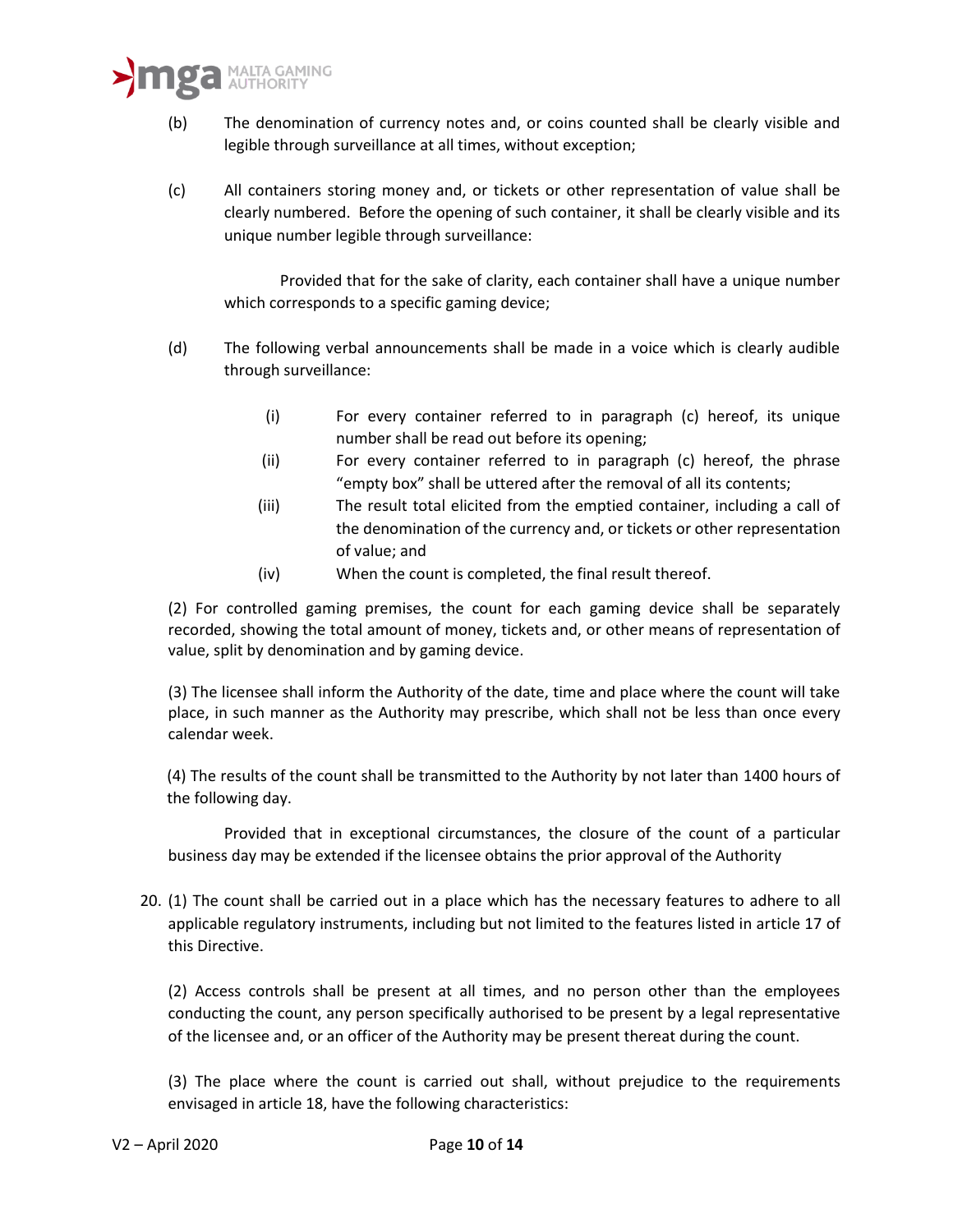(b) The denomination of currency notes and, or coins counted shall be clearly visible and legible through surveillance at all times, without exception;

(c) All containers storing money and, or tickets or other representation of value shall be clearly numbered. Before the opening of such container, it shall be clearly visible and its unique number legible through surveillance:

Provided that for the sake of clarity, each container shall have a unique number which corresponds to a specific gaming device;

(d) The following verbal announcements shall be made in a voice which is clearly audible through surveillance:

- (i) For every container referred to in paragraph (c) hereof, its unique number shall be read out before its opening;
- (ii) For every container referred to in paragraph (c) hereof, the phrase "empty box" shall be uttered after the removal of all its contents;
- (iii) The result total elicited from the emptied container, including a call of the denomination of the currency and, or tickets or other representation of value; and
- (iv) When the count is completed, the final result thereof.

(2) For controlled gaming premises, the count for each gaming device shall be separately recorded, showing the total amount of money, tickets and, or other means of representation of value, split by denomination and by gaming device.

(3) The licensee shall inform the Authority of the date, time and place where the count will take place, in such manner as the Authority may prescribe, which shall not be less than once every calendar week.

(4) The results of the count shall be transmitted to the Authority by not later than 1400 hours of the following day.

Provided that in exceptional circumstances, the closure of the count of a particular business day may be extended if the licensee obtains the prior approval of the Authority

20. (1) The count shall be carried out in a place which has the necessary features to adhere to all applicable regulatory instruments, including but not limited to the features listed in article 17 of this Directive.

(2) Access controls shall be present at all times, and no person other than the employees conducting the count, any person specifically authorised to be present by a legal representative of the licensee and, or an officer of the Authority may be present thereat during the count.

(3) The place where the count is carried out shall, without prejudice to the requirements envisaged in article 18, have the following characteristics: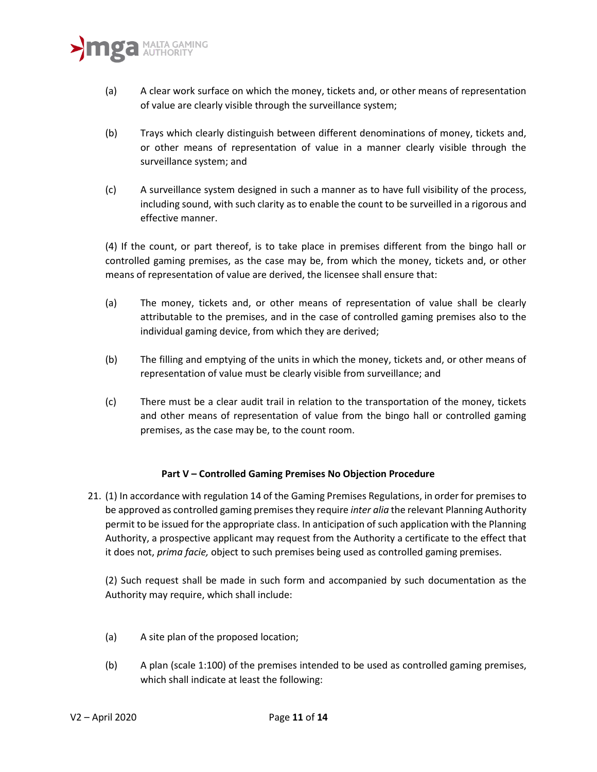(a) A clear work surface on which the money, tickets and, or other means of representation of value are clearly visible through the surveillance system;

(b) Trays which clearly distinguish between different denominations of money, tickets and, or other means of representation of value in a manner clearly visible through the surveillance system; and

(c) A surveillance system designed in such a manner as to have full visibility of the process, including sound, with such clarity as to enable the count to be surveilled in a rigorous and effective manner.

(4) If the count, or part thereof, is to take place in premises different from the bingo hall or controlled gaming premises, as the case may be, from which the money, tickets and, or other means of representation of value are derived, the licensee shall ensure that:

(a) The money, tickets and, or other means of representation of value shall be clearly attributable to the premises, and in the case of controlled gaming premises also to the individual gaming device, from which they are derived;

(b) The filling and emptying of the units in which the money, tickets and, or other means of representation of value must be clearly visible from surveillance; and

(c) There must be a clear audit trail in relation to the transportation of the money, tickets and other means of representation of value from the bingo hall or controlled gaming premises, as the case may be, to the count room.

**Part V – Controlled Gaming Premises No Objection Procedure**

21. (1) In accordance with regulation 14 of the Gaming Premises Regulations, in order for premises to be approved as controlled gaming premises they require *inter alia* the relevant Planning Authority permit to be issued for the appropriate class. In anticipation of such application with the Planning Authority, a prospective applicant may request from the Authority a certificate to the effect that it does not, *prima facie,* object to such premises being used as controlled gaming premises.

(2) Such request shall be made in such form and accompanied by such documentation as the Authority may require, which shall include:

(a) A site plan of the proposed location;

(b) A plan (scale 1:100) of the premises intended to be used as controlled gaming premises, which shall indicate at least the following: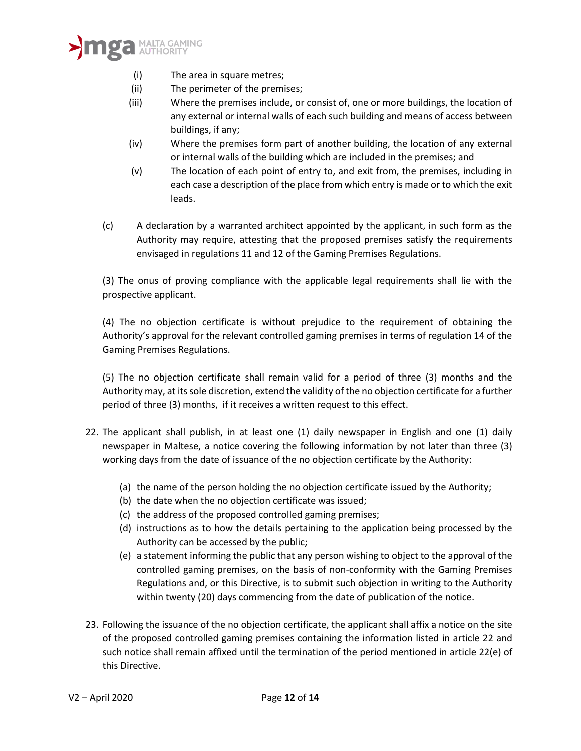(i) The area in square metres;

(ii) The perimeter of the premises;

(iii) Where the premises include, or consist of, one or more buildings, the location of any external or internal walls of each such building and means of access between buildings, if any;

(iv) Where the premises form part of another building, the location of any external or internal walls of the building which are included in the premises; and

(v) The location of each point of entry to, and exit from, the premises, including in each case a description of the place from which entry is made or to which the exit leads.

(c) A declaration by a warranted architect appointed by the applicant, in such form as the Authority may require, attesting that the proposed premises satisfy the requirements envisaged in regulations 11 and 12 of the Gaming Premises Regulations.

(3) The onus of proving compliance with the applicable legal requirements shall lie with the prospective applicant.

(4) The no objection certificate is without prejudice to the requirement of obtaining the Authority's approval for the relevant controlled gaming premises in terms of regulation 14 of the Gaming Premises Regulations.

(5) The no objection certificate shall remain valid for a period of three (3) months and the Authority may, at its sole discretion, extend the validity of the no objection certificate for a further period of three (3) months, if it receives a written request to this effect.

22. The applicant shall publish, in at least one (1) daily newspaper in English and one (1) daily newspaper in Maltese, a notice covering the following information by not later than three (3) working days from the date of issuance of the no objection certificate by the Authority:

    (a) the name of the person holding the no objection certificate issued by the Authority;
    (b) the date when the no objection certificate was issued;
    (c) the address of the proposed controlled gaming premises;
    (d) instructions as to how the details pertaining to the application being processed by the Authority can be accessed by the public;
    (e) a statement informing the public that any person wishing to object to the approval of the controlled gaming premises, on the basis of non-conformity with the Gaming Premises Regulations and, or this Directive, is to submit such objection in writing to the Authority within twenty (20) days commencing from the date of publication of the notice.

23. Following the issuance of the no objection certificate, the applicant shall affix a notice on the site of the proposed controlled gaming premises containing the information listed in article 22 and such notice shall remain affixed until the termination of the period mentioned in article 22(e) of this Directive.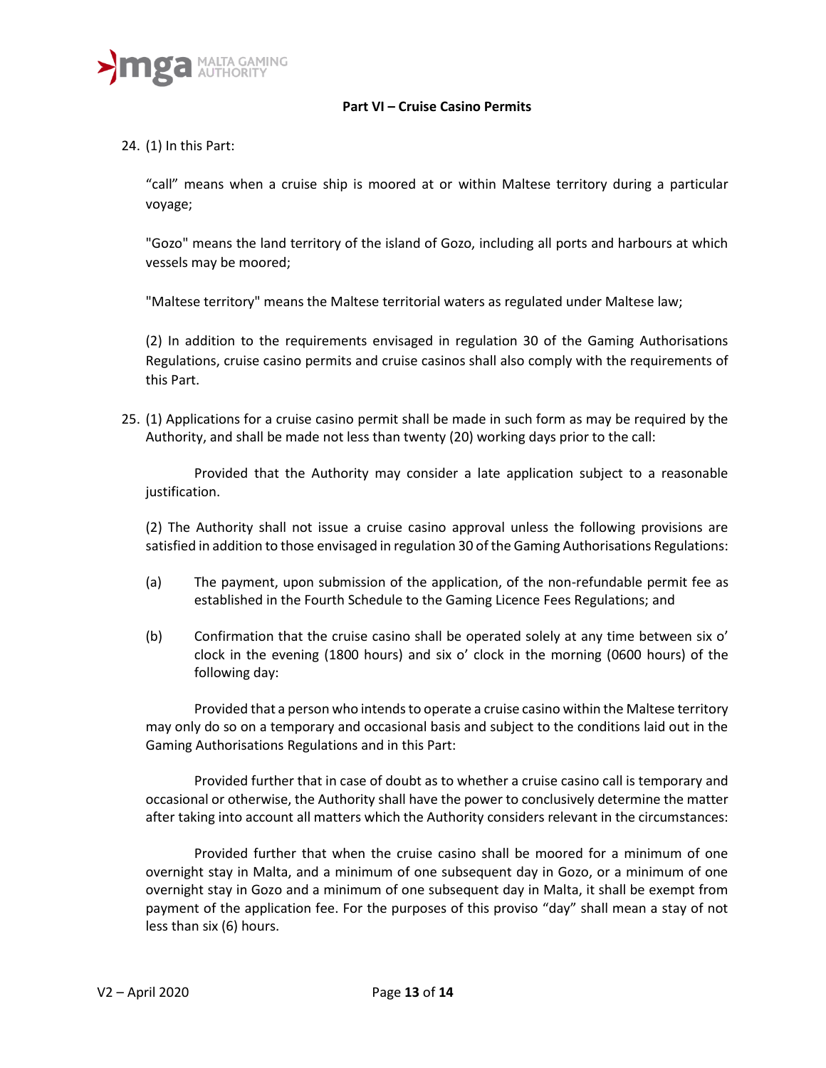## Part VI – Cruise Casino Permits

24. (1) In this Part:

   "call" means when a cruise ship is moored at or within Maltese territory during a particular voyage;

   "Gozo" means the land territory of the island of Gozo, including all ports and harbours at which vessels may be moored;

   "Maltese territory" means the Maltese territorial waters as regulated under Maltese law;

   (2) In addition to the requirements envisaged in regulation 30 of the Gaming Authorisations Regulations, cruise casino permits and cruise casinos shall also comply with the requirements of this Part.

25. (1) Applications for a cruise casino permit shall be made in such form as may be required by the Authority, and shall be made not less than twenty (20) working days prior to the call:

   Provided that the Authority may consider a late application subject to a reasonable justification.

   (2) The Authority shall not issue a cruise casino approval unless the following provisions are satisfied in addition to those envisaged in regulation 30 of the Gaming Authorisations Regulations:

   (a) The payment, upon submission of the application, of the non-refundable permit fee as established in the Fourth Schedule to the Gaming Licence Fees Regulations; and

   (b) Confirmation that the cruise casino shall be operated solely at any time between six o' clock in the evening (1800 hours) and six o' clock in the morning (0600 hours) of the following day:

   Provided that a person who intends to operate a cruise casino within the Maltese territory may only do so on a temporary and occasional basis and subject to the conditions laid out in the Gaming Authorisations Regulations and in this Part:

   Provided further that in case of doubt as to whether a cruise casino call is temporary and occasional or otherwise, the Authority shall have the power to conclusively determine the matter after taking into account all matters which the Authority considers relevant in the circumstances:

   Provided further that when the cruise casino shall be moored for a minimum of one overnight stay in Malta, and a minimum of one subsequent day in Gozo, or a minimum of one overnight stay in Gozo and a minimum of one subsequent day in Malta, it shall be exempt from payment of the application fee. For the purposes of this proviso "day" shall mean a stay of not less than six (6) hours.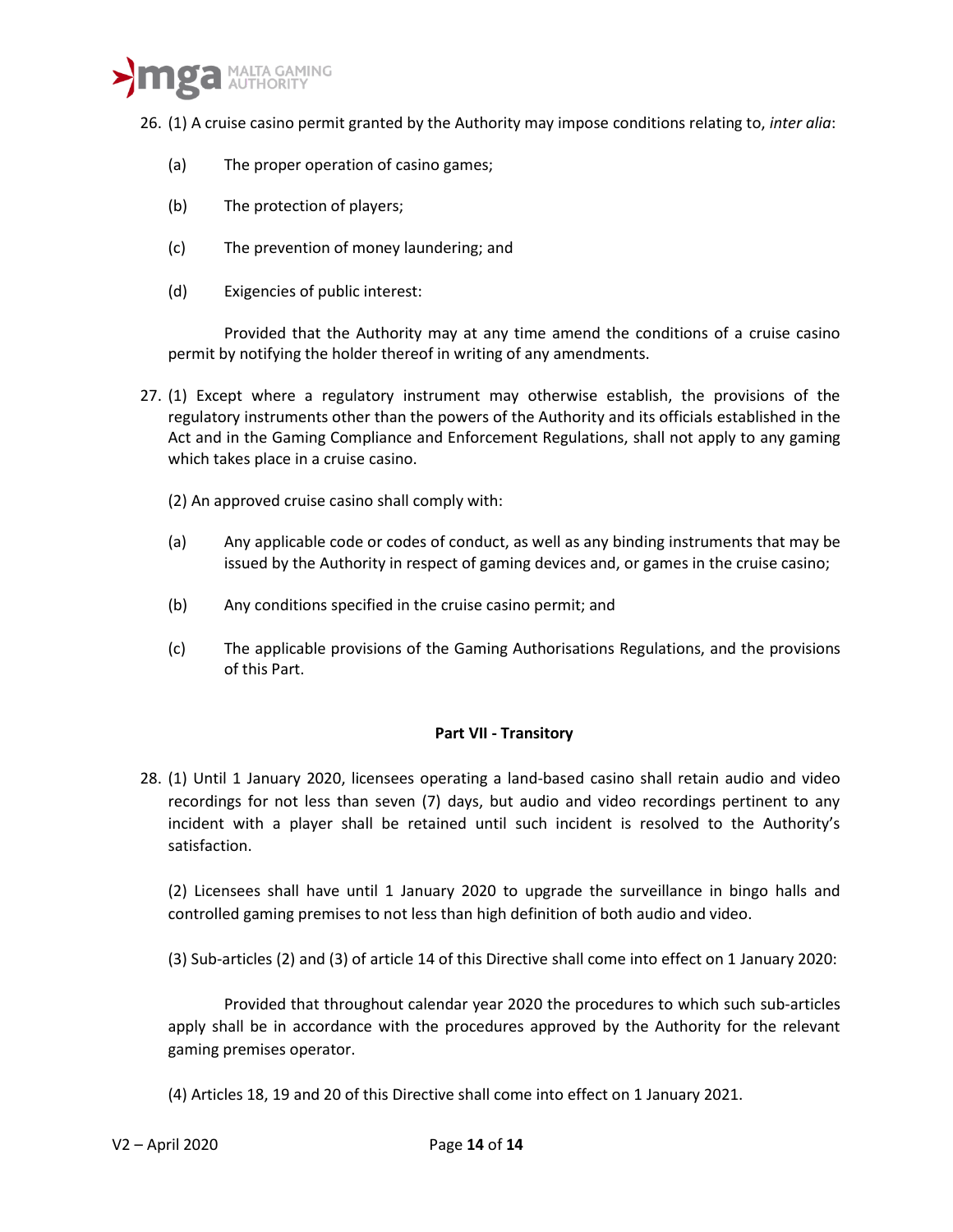26. (1) A cruise casino permit granted by the Authority may impose conditions relating to, *inter alia*:

    (a) The proper operation of casino games;

    (b) The protection of players;

    (c) The prevention of money laundering; and

    (d) Exigencies of public interest:

    Provided that the Authority may at any time amend the conditions of a cruise casino permit by notifying the holder thereof in writing of any amendments.

27. (1) Except where a regulatory instrument may otherwise establish, the provisions of the regulatory instruments other than the powers of the Authority and its officials established in the Act and in the Gaming Compliance and Enforcement Regulations, shall not apply to any gaming which takes place in a cruise casino.

    (2) An approved cruise casino shall comply with:

    (a) Any applicable code or codes of conduct, as well as any binding instruments that may be issued by the Authority in respect of gaming devices and, or games in the cruise casino;

    (b) Any conditions specified in the cruise casino permit; and

    (c) The applicable provisions of the Gaming Authorisations Regulations, and the provisions of this Part.

## Part VII - Transitory

28. (1) Until 1 January 2020, licensees operating a land-based casino shall retain audio and video recordings for not less than seven (7) days, but audio and video recordings pertinent to any incident with a player shall be retained until such incident is resolved to the Authority's satisfaction.

    (2) Licensees shall have until 1 January 2020 to upgrade the surveillance in bingo halls and controlled gaming premises to not less than high definition of both audio and video.

    (3) Sub-articles (2) and (3) of article 14 of this Directive shall come into effect on 1 January 2020:

    Provided that throughout calendar year 2020 the procedures to which such sub-articles apply shall be in accordance with the procedures approved by the Authority for the relevant gaming premises operator.

    (4) Articles 18, 19 and 20 of this Directive shall come into effect on 1 January 2021.